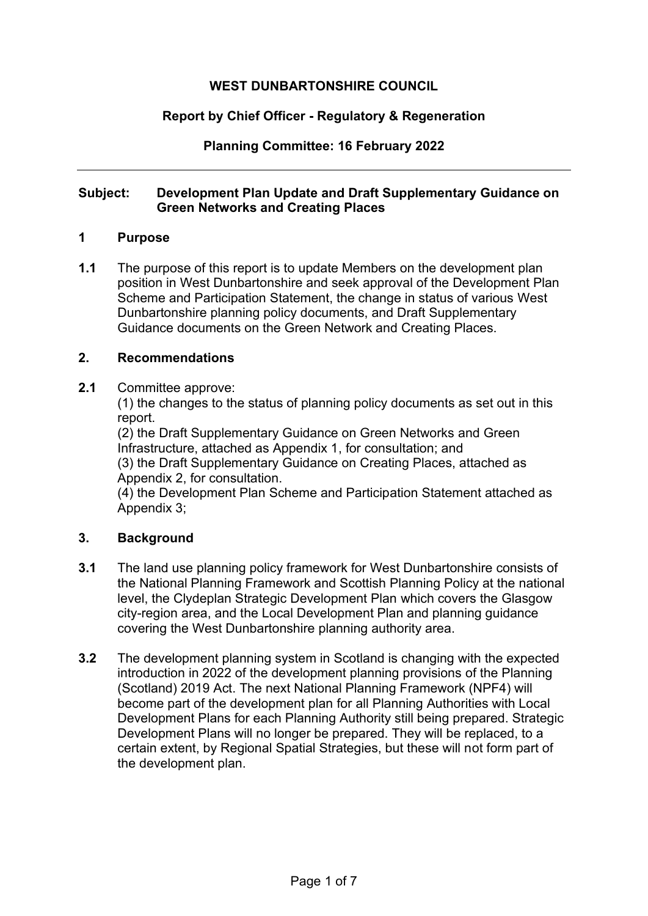**WEST DUNBARTONSHIRE COUNCIL**

**Report by Chief Officer - Regulatory & Regeneration**

**Planning Committee: 16 February 2022**

---

**Subject: Development Plan Update and Draft Supplementary Guidance on Green Networks and Creating Places**

## 1 Purpose

**1.1** The purpose of this report is to update Members on the development plan position in West Dunbartonshire and seek approval of the Development Plan Scheme and Participation Statement, the change in status of various West Dunbartonshire planning policy documents, and Draft Supplementary Guidance documents on the Green Network and Creating Places.

## 2. Recommendations

**2.1** Committee approve:

(1) the changes to the status of planning policy documents as set out in this report.

(2) the Draft Supplementary Guidance on Green Networks and Green Infrastructure, attached as Appendix 1, for consultation; and

(3) the Draft Supplementary Guidance on Creating Places, attached as Appendix 2, for consultation.

(4) the Development Plan Scheme and Participation Statement attached as Appendix 3;

## 3. Background

**3.1** The land use planning policy framework for West Dunbartonshire consists of the National Planning Framework and Scottish Planning Policy at the national level, the Clydeplan Strategic Development Plan which covers the Glasgow city-region area, and the Local Development Plan and planning guidance covering the West Dunbartonshire planning authority area.

**3.2** The development planning system in Scotland is changing with the expected introduction in 2022 of the development planning provisions of the Planning (Scotland) 2019 Act. The next National Planning Framework (NPF4) will become part of the development plan for all Planning Authorities with Local Development Plans for each Planning Authority still being prepared. Strategic Development Plans will no longer be prepared. They will be replaced, to a certain extent, by Regional Spatial Strategies, but these will not form part of the development plan.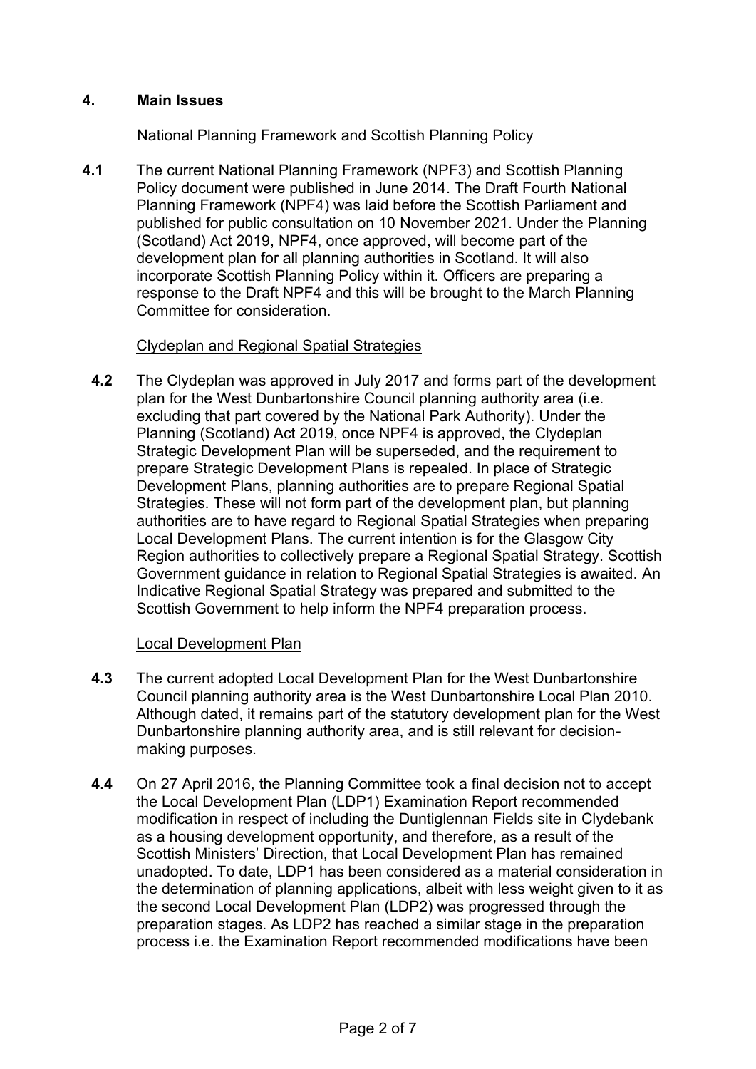## 4. Main Issues

National Planning Framework and Scottish Planning Policy

**4.1** The current National Planning Framework (NPF3) and Scottish Planning Policy document were published in June 2014. The Draft Fourth National Planning Framework (NPF4) was laid before the Scottish Parliament and published for public consultation on 10 November 2021. Under the Planning (Scotland) Act 2019, NPF4, once approved, will become part of the development plan for all planning authorities in Scotland. It will also incorporate Scottish Planning Policy within it. Officers are preparing a response to the Draft NPF4 and this will be brought to the March Planning Committee for consideration.

Clydeplan and Regional Spatial Strategies

**4.2** The Clydeplan was approved in July 2017 and forms part of the development plan for the West Dunbartonshire Council planning authority area (i.e. excluding that part covered by the National Park Authority). Under the Planning (Scotland) Act 2019, once NPF4 is approved, the Clydeplan Strategic Development Plan will be superseded, and the requirement to prepare Strategic Development Plans is repealed. In place of Strategic Development Plans, planning authorities are to prepare Regional Spatial Strategies. These will not form part of the development plan, but planning authorities are to have regard to Regional Spatial Strategies when preparing Local Development Plans. The current intention is for the Glasgow City Region authorities to collectively prepare a Regional Spatial Strategy. Scottish Government guidance in relation to Regional Spatial Strategies is awaited. An Indicative Regional Spatial Strategy was prepared and submitted to the Scottish Government to help inform the NPF4 preparation process.

Local Development Plan

**4.3** The current adopted Local Development Plan for the West Dunbartonshire Council planning authority area is the West Dunbartonshire Local Plan 2010. Although dated, it remains part of the statutory development plan for the West Dunbartonshire planning authority area, and is still relevant for decision-making purposes.

**4.4** On 27 April 2016, the Planning Committee took a final decision not to accept the Local Development Plan (LDP1) Examination Report recommended modification in respect of including the Duntiglennan Fields site in Clydebank as a housing development opportunity, and therefore, as a result of the Scottish Ministers' Direction, that Local Development Plan has remained unadopted. To date, LDP1 has been considered as a material consideration in the determination of planning applications, albeit with less weight given to it as the second Local Development Plan (LDP2) was progressed through the preparation stages. As LDP2 has reached a similar stage in the preparation process i.e. the Examination Report recommended modifications have been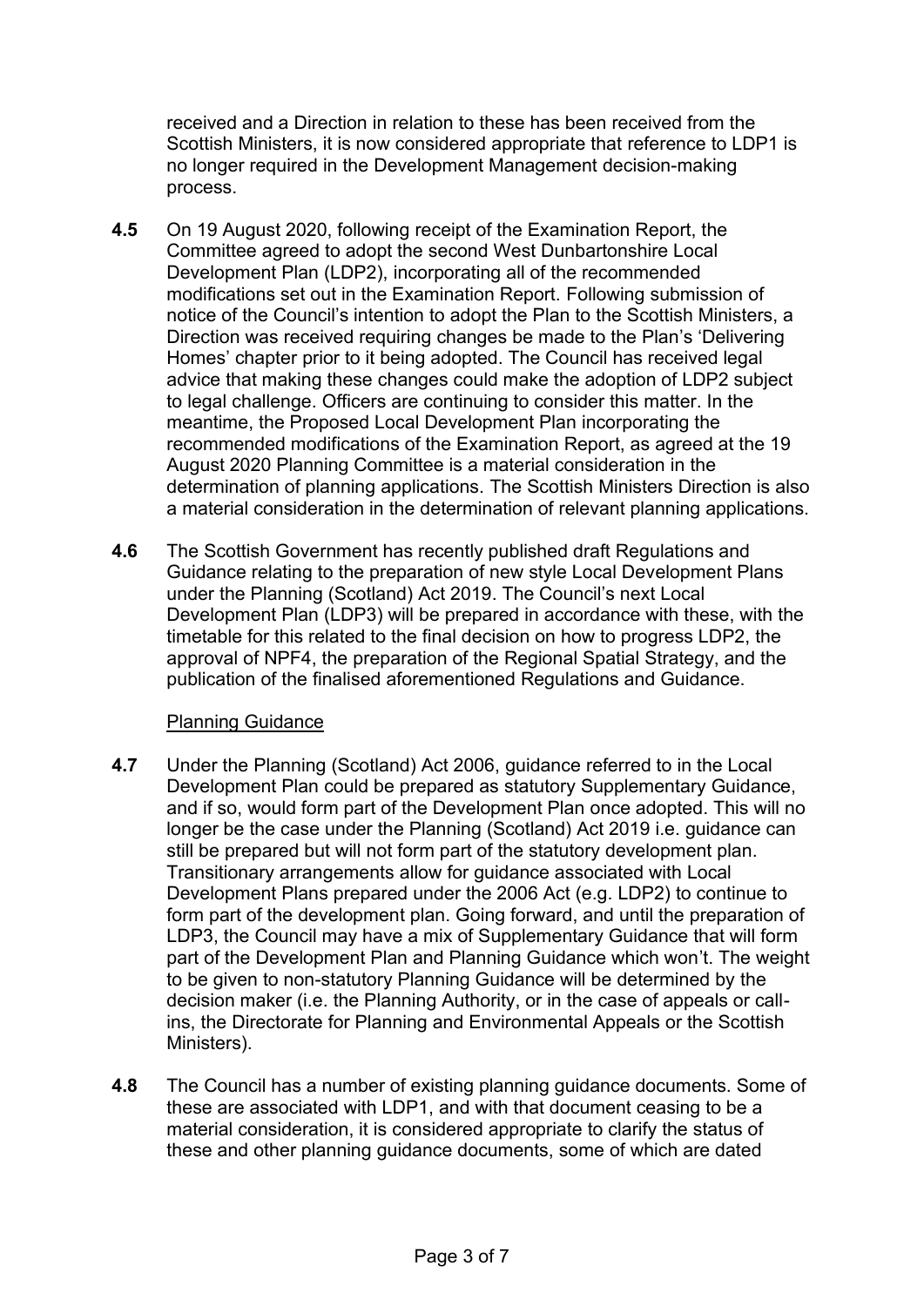received and a Direction in relation to these has been received from the Scottish Ministers, it is now considered appropriate that reference to LDP1 is no longer required in the Development Management decision-making process.

**4.5** On 19 August 2020, following receipt of the Examination Report, the Committee agreed to adopt the second West Dunbartonshire Local Development Plan (LDP2), incorporating all of the recommended modifications set out in the Examination Report. Following submission of notice of the Council's intention to adopt the Plan to the Scottish Ministers, a Direction was received requiring changes be made to the Plan's 'Delivering Homes' chapter prior to it being adopted. The Council has received legal advice that making these changes could make the adoption of LDP2 subject to legal challenge. Officers are continuing to consider this matter. In the meantime, the Proposed Local Development Plan incorporating the recommended modifications of the Examination Report, as agreed at the 19 August 2020 Planning Committee is a material consideration in the determination of planning applications. The Scottish Ministers Direction is also a material consideration in the determination of relevant planning applications.

**4.6** The Scottish Government has recently published draft Regulations and Guidance relating to the preparation of new style Local Development Plans under the Planning (Scotland) Act 2019. The Council's next Local Development Plan (LDP3) will be prepared in accordance with these, with the timetable for this related to the final decision on how to progress LDP2, the approval of NPF4, the preparation of the Regional Spatial Strategy, and the publication of the finalised aforementioned Regulations and Guidance.

Planning Guidance

**4.7** Under the Planning (Scotland) Act 2006, guidance referred to in the Local Development Plan could be prepared as statutory Supplementary Guidance, and if so, would form part of the Development Plan once adopted. This will no longer be the case under the Planning (Scotland) Act 2019 i.e. guidance can still be prepared but will not form part of the statutory development plan. Transitionary arrangements allow for guidance associated with Local Development Plans prepared under the 2006 Act (e.g. LDP2) to continue to form part of the development plan. Going forward, and until the preparation of LDP3, the Council may have a mix of Supplementary Guidance that will form part of the Development Plan and Planning Guidance which won't. The weight to be given to non-statutory Planning Guidance will be determined by the decision maker (i.e. the Planning Authority, or in the case of appeals or call-ins, the Directorate for Planning and Environmental Appeals or the Scottish Ministers).

**4.8** The Council has a number of existing planning guidance documents. Some of these are associated with LDP1, and with that document ceasing to be a material consideration, it is considered appropriate to clarify the status of these and other planning guidance documents, some of which are dated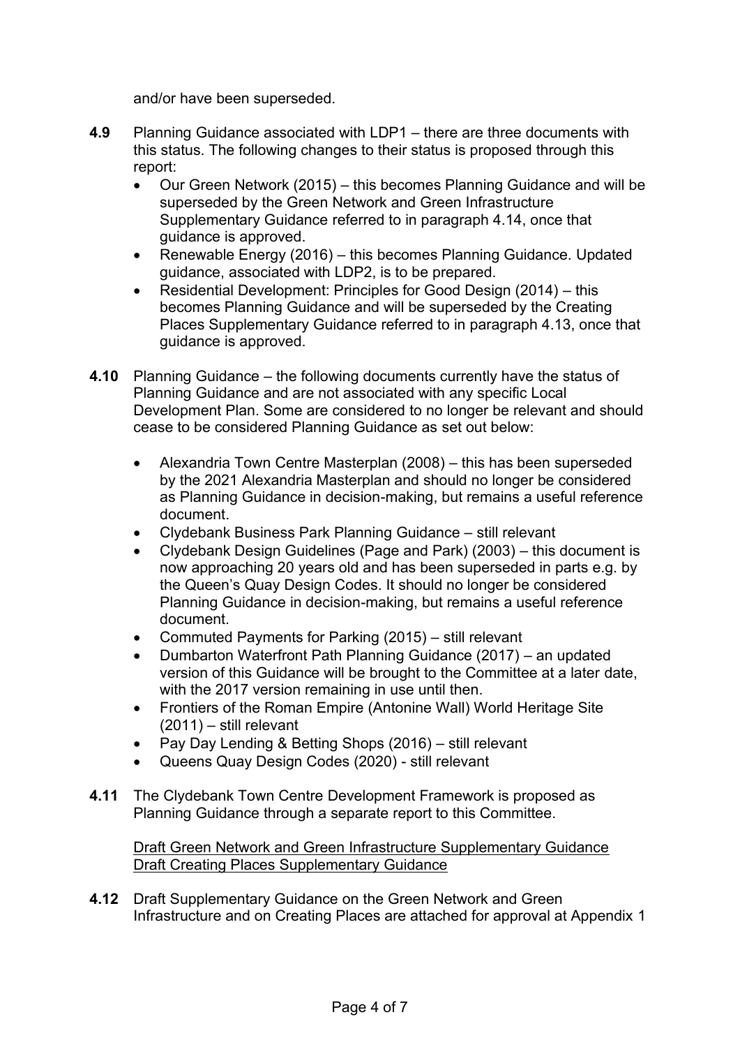and/or have been superseded.

**4.9** Planning Guidance associated with LDP1 – there are three documents with this status. The following changes to their status is proposed through this report:

- Our Green Network (2015) – this becomes Planning Guidance and will be superseded by the Green Network and Green Infrastructure Supplementary Guidance referred to in paragraph 4.14, once that guidance is approved.
- Renewable Energy (2016) – this becomes Planning Guidance. Updated guidance, associated with LDP2, is to be prepared.
- Residential Development: Principles for Good Design (2014) – this becomes Planning Guidance and will be superseded by the Creating Places Supplementary Guidance referred to in paragraph 4.13, once that guidance is approved.

**4.10** Planning Guidance – the following documents currently have the status of Planning Guidance and are not associated with any specific Local Development Plan. Some are considered to no longer be relevant and should cease to be considered Planning Guidance as set out below:

- Alexandria Town Centre Masterplan (2008) – this has been superseded by the 2021 Alexandria Masterplan and should no longer be considered as Planning Guidance in decision-making, but remains a useful reference document.
- Clydebank Business Park Planning Guidance – still relevant
- Clydebank Design Guidelines (Page and Park) (2003) – this document is now approaching 20 years old and has been superseded in parts e.g. by the Queen's Quay Design Codes. It should no longer be considered Planning Guidance in decision-making, but remains a useful reference document.
- Commuted Payments for Parking (2015) – still relevant
- Dumbarton Waterfront Path Planning Guidance (2017) – an updated version of this Guidance will be brought to the Committee at a later date, with the 2017 version remaining in use until then.
- Frontiers of the Roman Empire (Antonine Wall) World Heritage Site (2011) – still relevant
- Pay Day Lending & Betting Shops (2016) – still relevant
- Queens Quay Design Codes (2020) - still relevant

**4.11** The Clydebank Town Centre Development Framework is proposed as Planning Guidance through a separate report to this Committee.

<u>Draft Green Network and Green Infrastructure Supplementary Guidance</u>
<u>Draft Creating Places Supplementary Guidance</u>

**4.12** Draft Supplementary Guidance on the Green Network and Green Infrastructure and on Creating Places are attached for approval at Appendix 1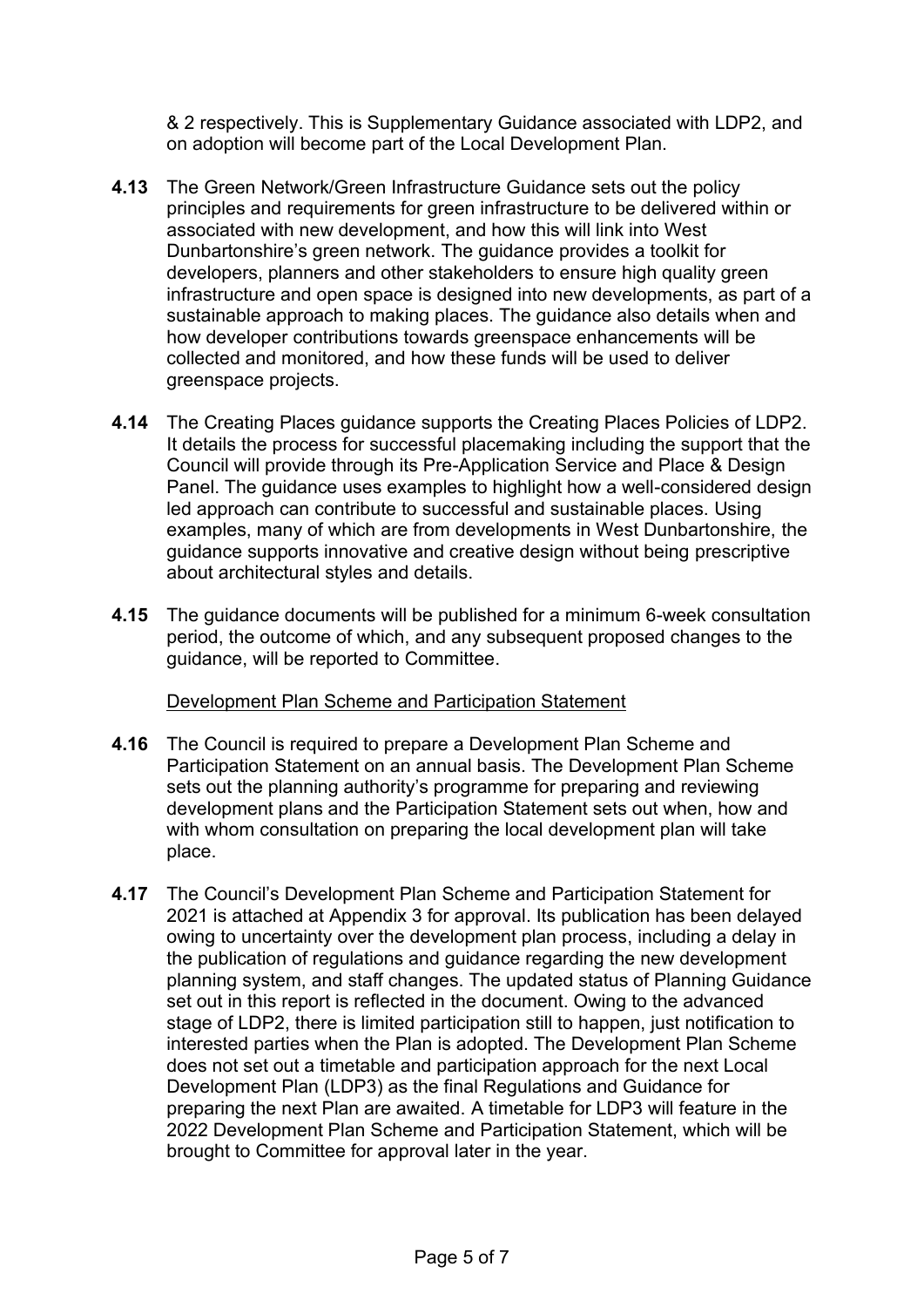& 2 respectively. This is Supplementary Guidance associated with LDP2, and on adoption will become part of the Local Development Plan.

**4.13** The Green Network/Green Infrastructure Guidance sets out the policy principles and requirements for green infrastructure to be delivered within or associated with new development, and how this will link into West Dunbartonshire's green network. The guidance provides a toolkit for developers, planners and other stakeholders to ensure high quality green infrastructure and open space is designed into new developments, as part of a sustainable approach to making places. The guidance also details when and how developer contributions towards greenspace enhancements will be collected and monitored, and how these funds will be used to deliver greenspace projects.

**4.14** The Creating Places guidance supports the Creating Places Policies of LDP2. It details the process for successful placemaking including the support that the Council will provide through its Pre-Application Service and Place & Design Panel. The guidance uses examples to highlight how a well-considered design led approach can contribute to successful and sustainable places. Using examples, many of which are from developments in West Dunbartonshire, the guidance supports innovative and creative design without being prescriptive about architectural styles and details.

**4.15** The guidance documents will be published for a minimum 6-week consultation period, the outcome of which, and any subsequent proposed changes to the guidance, will be reported to Committee.

Development Plan Scheme and Participation Statement

**4.16** The Council is required to prepare a Development Plan Scheme and Participation Statement on an annual basis. The Development Plan Scheme sets out the planning authority's programme for preparing and reviewing development plans and the Participation Statement sets out when, how and with whom consultation on preparing the local development plan will take place.

**4.17** The Council's Development Plan Scheme and Participation Statement for 2021 is attached at Appendix 3 for approval. Its publication has been delayed owing to uncertainty over the development plan process, including a delay in the publication of regulations and guidance regarding the new development planning system, and staff changes. The updated status of Planning Guidance set out in this report is reflected in the document. Owing to the advanced stage of LDP2, there is limited participation still to happen, just notification to interested parties when the Plan is adopted. The Development Plan Scheme does not set out a timetable and participation approach for the next Local Development Plan (LDP3) as the final Regulations and Guidance for preparing the next Plan are awaited. A timetable for LDP3 will feature in the 2022 Development Plan Scheme and Participation Statement, which will be brought to Committee for approval later in the year.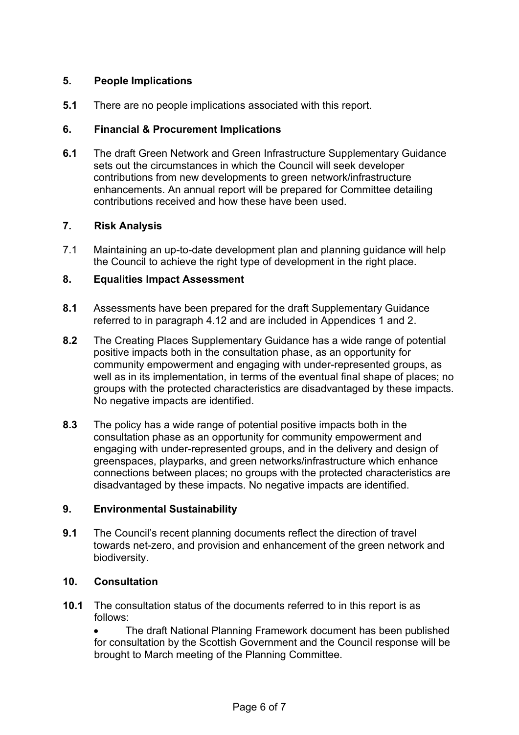## 5. People Implications

**5.1** There are no people implications associated with this report.

## 6. Financial & Procurement Implications

**6.1** The draft Green Network and Green Infrastructure Supplementary Guidance sets out the circumstances in which the Council will seek developer contributions from new developments to green network/infrastructure enhancements. An annual report will be prepared for Committee detailing contributions received and how these have been used.

## 7. Risk Analysis

7.1 Maintaining an up-to-date development plan and planning guidance will help the Council to achieve the right type of development in the right place.

## 8. Equalities Impact Assessment

**8.1** Assessments have been prepared for the draft Supplementary Guidance referred to in paragraph 4.12 and are included in Appendices 1 and 2.

**8.2** The Creating Places Supplementary Guidance has a wide range of potential positive impacts both in the consultation phase, as an opportunity for community empowerment and engaging with under-represented groups, as well as in its implementation, in terms of the eventual final shape of places; no groups with the protected characteristics are disadvantaged by these impacts. No negative impacts are identified.

**8.3** The policy has a wide range of potential positive impacts both in the consultation phase as an opportunity for community empowerment and engaging with under-represented groups, and in the delivery and design of greenspaces, playparks, and green networks/infrastructure which enhance connections between places; no groups with the protected characteristics are disadvantaged by these impacts. No negative impacts are identified.

## 9. Environmental Sustainability

**9.1** The Council's recent planning documents reflect the direction of travel towards net-zero, and provision and enhancement of the green network and biodiversity.

## 10. Consultation

**10.1** The consultation status of the documents referred to in this report is as follows:

- The draft National Planning Framework document has been published for consultation by the Scottish Government and the Council response will be brought to March meeting of the Planning Committee.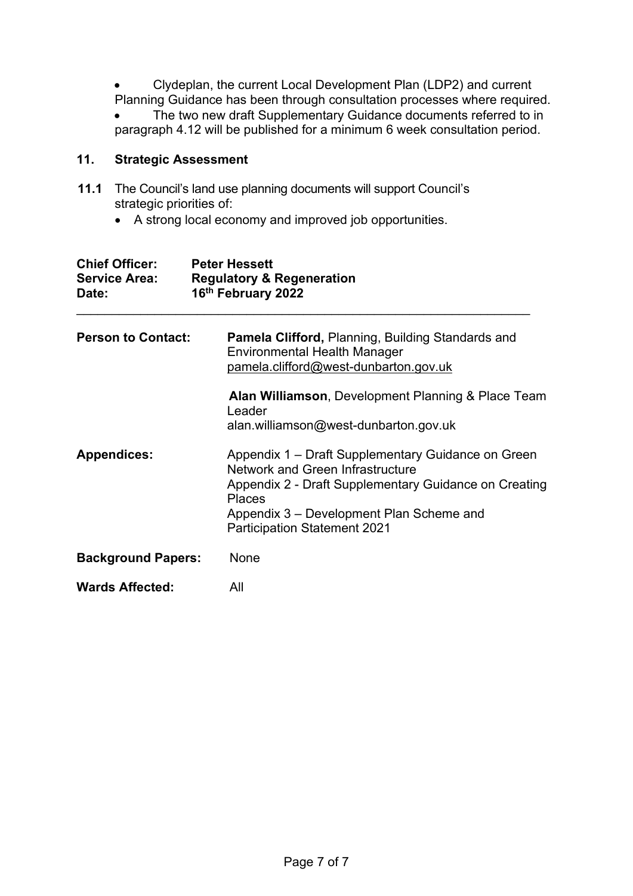- Clydeplan, the current Local Development Plan (LDP2) and current Planning Guidance has been through consultation processes where required.
- The two new draft Supplementary Guidance documents referred to in paragraph 4.12 will be published for a minimum 6 week consultation period.

## 11. Strategic Assessment

**11.1** The Council's land use planning documents will support Council's strategic priorities of:

- A strong local economy and improved job opportunities.

**Chief Officer:** **Peter Hessett**
**Service Area:** **Regulatory & Regeneration**
**Date:** **16th February 2022**

---

| | |
|---|---|
| **Person to Contact:** | **Pamela Clifford,** Planning, Building Standards and Environmental Health Manager pamela.clifford@west-dunbarton.gov.uk |
| | **Alan Williamson**, Development Planning & Place Team Leader alan.williamson@west-dunbarton.gov.uk |
| **Appendices:** | Appendix 1 – Draft Supplementary Guidance on Green Network and Green Infrastructure<br>Appendix 2 - Draft Supplementary Guidance on Creating Places<br>Appendix 3 – Development Plan Scheme and Participation Statement 2021 |
| **Background Papers:** | None |
| **Wards Affected:** | All |